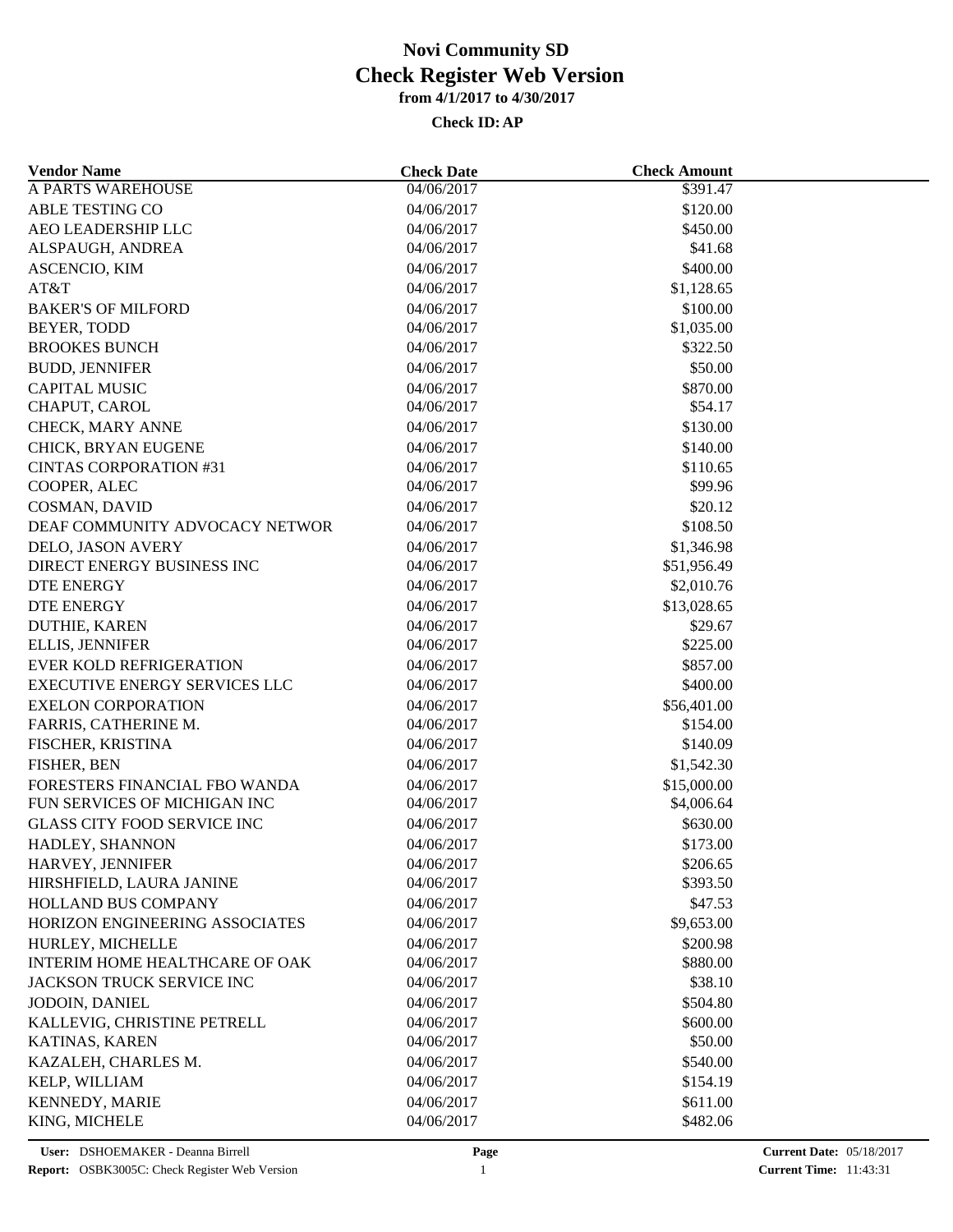# Novi Community SD

## Check Register Web Version

**from 4/1/2017 to 4/30/2017**

**Check ID: AP**

| Vendor Name | Check Date | Check Amount |
|---|---|---|
| A PARTS WAREHOUSE | 04/06/2017 | $391.47 |
| ABLE TESTING CO | 04/06/2017 | $120.00 |
| AEO LEADERSHIP LLC | 04/06/2017 | $450.00 |
| ALSPAUGH, ANDREA | 04/06/2017 | $41.68 |
| ASCENCIO, KIM | 04/06/2017 | $400.00 |
| AT&T | 04/06/2017 | $1,128.65 |
| BAKER'S OF MILFORD | 04/06/2017 | $100.00 |
| BEYER, TODD | 04/06/2017 | $1,035.00 |
| BROOKES BUNCH | 04/06/2017 | $322.50 |
| BUDD, JENNIFER | 04/06/2017 | $50.00 |
| CAPITAL MUSIC | 04/06/2017 | $870.00 |
| CHAPUT, CAROL | 04/06/2017 | $54.17 |
| CHECK, MARY ANNE | 04/06/2017 | $130.00 |
| CHICK, BRYAN EUGENE | 04/06/2017 | $140.00 |
| CINTAS CORPORATION #31 | 04/06/2017 | $110.65 |
| COOPER, ALEC | 04/06/2017 | $99.96 |
| COSMAN, DAVID | 04/06/2017 | $20.12 |
| DEAF COMMUNITY ADVOCACY NETWOR | 04/06/2017 | $108.50 |
| DELO, JASON AVERY | 04/06/2017 | $1,346.98 |
| DIRECT ENERGY BUSINESS INC | 04/06/2017 | $51,956.49 |
| DTE ENERGY | 04/06/2017 | $2,010.76 |
| DTE ENERGY | 04/06/2017 | $13,028.65 |
| DUTHIE, KAREN | 04/06/2017 | $29.67 |
| ELLIS, JENNIFER | 04/06/2017 | $225.00 |
| EVER KOLD REFRIGERATION | 04/06/2017 | $857.00 |
| EXECUTIVE ENERGY SERVICES LLC | 04/06/2017 | $400.00 |
| EXELON CORPORATION | 04/06/2017 | $56,401.00 |
| FARRIS, CATHERINE M. | 04/06/2017 | $154.00 |
| FISCHER, KRISTINA | 04/06/2017 | $140.09 |
| FISHER, BEN | 04/06/2017 | $1,542.30 |
| FORESTERS FINANCIAL FBO WANDA | 04/06/2017 | $15,000.00 |
| FUN SERVICES OF MICHIGAN INC | 04/06/2017 | $4,006.64 |
| GLASS CITY FOOD SERVICE INC | 04/06/2017 | $630.00 |
| HADLEY, SHANNON | 04/06/2017 | $173.00 |
| HARVEY, JENNIFER | 04/06/2017 | $206.65 |
| HIRSHFIELD, LAURA JANINE | 04/06/2017 | $393.50 |
| HOLLAND BUS COMPANY | 04/06/2017 | $47.53 |
| HORIZON ENGINEERING ASSOCIATES | 04/06/2017 | $9,653.00 |
| HURLEY, MICHELLE | 04/06/2017 | $200.98 |
| INTERIM HOME HEALTHCARE OF OAK | 04/06/2017 | $880.00 |
| JACKSON TRUCK SERVICE INC | 04/06/2017 | $38.10 |
| JODOIN, DANIEL | 04/06/2017 | $504.80 |
| KALLEVIG, CHRISTINE PETRELL | 04/06/2017 | $600.00 |
| KATINAS, KAREN | 04/06/2017 | $50.00 |
| KAZALEH, CHARLES M. | 04/06/2017 | $540.00 |
| KELP, WILLIAM | 04/06/2017 | $154.19 |
| KENNEDY, MARIE | 04/06/2017 | $611.00 |
| KING, MICHELE | 04/06/2017 | $482.06 |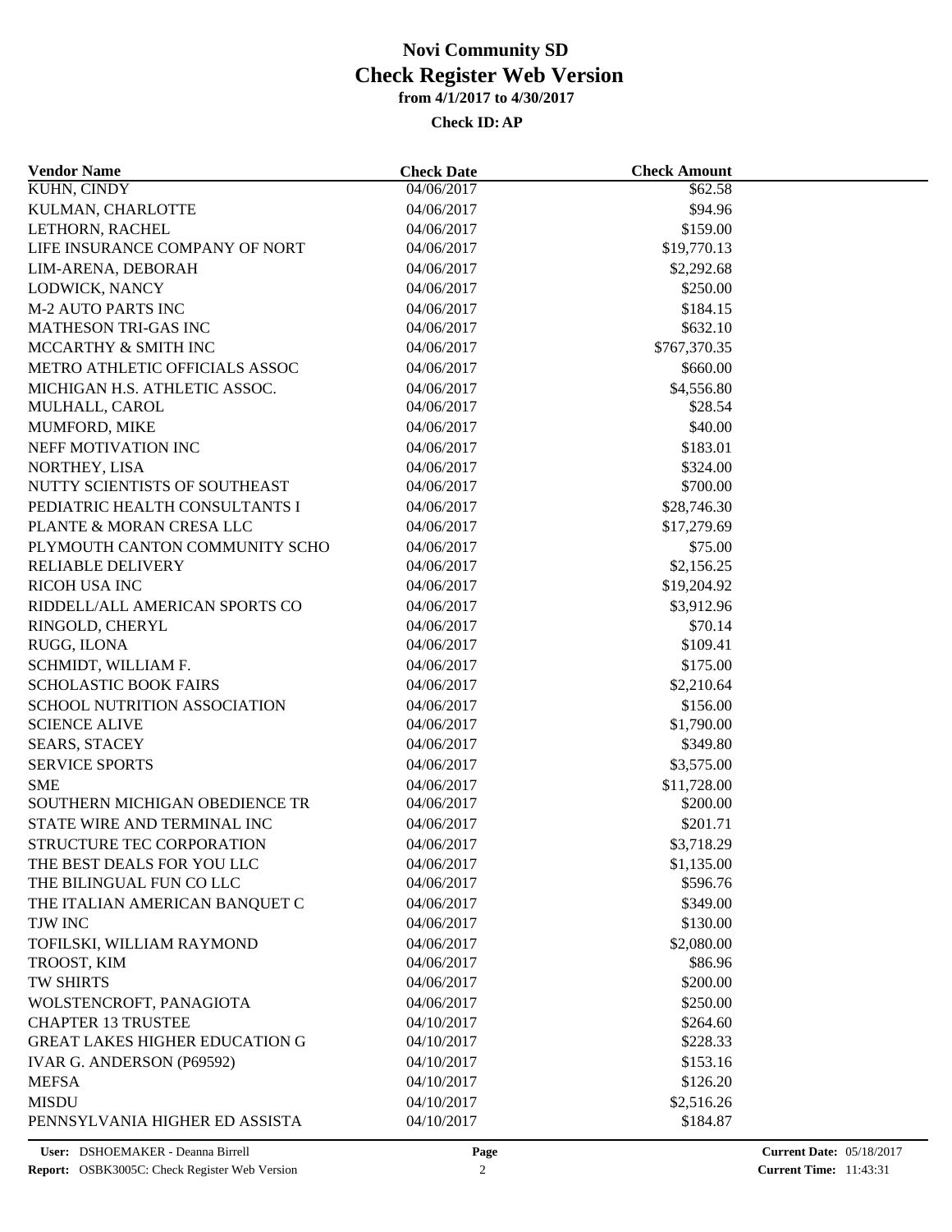# Novi Community SD
# Check Register Web Version
**from 4/1/2017 to 4/30/2017**

**Check ID: AP**

| Vendor Name | Check Date | Check Amount |
|---|---|---|
| KUHN, CINDY | 04/06/2017 | $62.58 |
| KULMAN, CHARLOTTE | 04/06/2017 | $94.96 |
| LETHORN, RACHEL | 04/06/2017 | $159.00 |
| LIFE INSURANCE COMPANY OF NORT | 04/06/2017 | $19,770.13 |
| LIM-ARENA, DEBORAH | 04/06/2017 | $2,292.68 |
| LODWICK, NANCY | 04/06/2017 | $250.00 |
| M-2 AUTO PARTS INC | 04/06/2017 | $184.15 |
| MATHESON TRI-GAS INC | 04/06/2017 | $632.10 |
| MCCARTHY & SMITH INC | 04/06/2017 | $767,370.35 |
| METRO ATHLETIC OFFICIALS ASSOC | 04/06/2017 | $660.00 |
| MICHIGAN H.S. ATHLETIC ASSOC. | 04/06/2017 | $4,556.80 |
| MULHALL, CAROL | 04/06/2017 | $28.54 |
| MUMFORD, MIKE | 04/06/2017 | $40.00 |
| NEFF MOTIVATION INC | 04/06/2017 | $183.01 |
| NORTHEY, LISA | 04/06/2017 | $324.00 |
| NUTTY SCIENTISTS OF SOUTHEAST | 04/06/2017 | $700.00 |
| PEDIATRIC HEALTH CONSULTANTS I | 04/06/2017 | $28,746.30 |
| PLANTE & MORAN CRESA LLC | 04/06/2017 | $17,279.69 |
| PLYMOUTH CANTON COMMUNITY SCHO | 04/06/2017 | $75.00 |
| RELIABLE DELIVERY | 04/06/2017 | $2,156.25 |
| RICOH USA INC | 04/06/2017 | $19,204.92 |
| RIDDELL/ALL AMERICAN SPORTS CO | 04/06/2017 | $3,912.96 |
| RINGOLD, CHERYL | 04/06/2017 | $70.14 |
| RUGG, ILONA | 04/06/2017 | $109.41 |
| SCHMIDT, WILLIAM F. | 04/06/2017 | $175.00 |
| SCHOLASTIC BOOK FAIRS | 04/06/2017 | $2,210.64 |
| SCHOOL NUTRITION ASSOCIATION | 04/06/2017 | $156.00 |
| SCIENCE ALIVE | 04/06/2017 | $1,790.00 |
| SEARS, STACEY | 04/06/2017 | $349.80 |
| SERVICE SPORTS | 04/06/2017 | $3,575.00 |
| SME | 04/06/2017 | $11,728.00 |
| SOUTHERN MICHIGAN OBEDIENCE TR | 04/06/2017 | $200.00 |
| STATE WIRE AND TERMINAL INC | 04/06/2017 | $201.71 |
| STRUCTURE TEC CORPORATION | 04/06/2017 | $3,718.29 |
| THE BEST DEALS FOR YOU LLC | 04/06/2017 | $1,135.00 |
| THE BILINGUAL FUN CO LLC | 04/06/2017 | $596.76 |
| THE ITALIAN AMERICAN BANQUET C | 04/06/2017 | $349.00 |
| TJW INC | 04/06/2017 | $130.00 |
| TOFILSKI, WILLIAM RAYMOND | 04/06/2017 | $2,080.00 |
| TROOST, KIM | 04/06/2017 | $86.96 |
| TW SHIRTS | 04/06/2017 | $200.00 |
| WOLSTENCROFT, PANAGIOTA | 04/06/2017 | $250.00 |
| CHAPTER 13 TRUSTEE | 04/10/2017 | $264.60 |
| GREAT LAKES HIGHER EDUCATION G | 04/10/2017 | $228.33 |
| IVAR G. ANDERSON (P69592) | 04/10/2017 | $153.16 |
| MEFSA | 04/10/2017 | $126.20 |
| MISDU | 04/10/2017 | $2,516.26 |
| PENNSYLVANIA HIGHER ED ASSISTA | 04/10/2017 | $184.87 |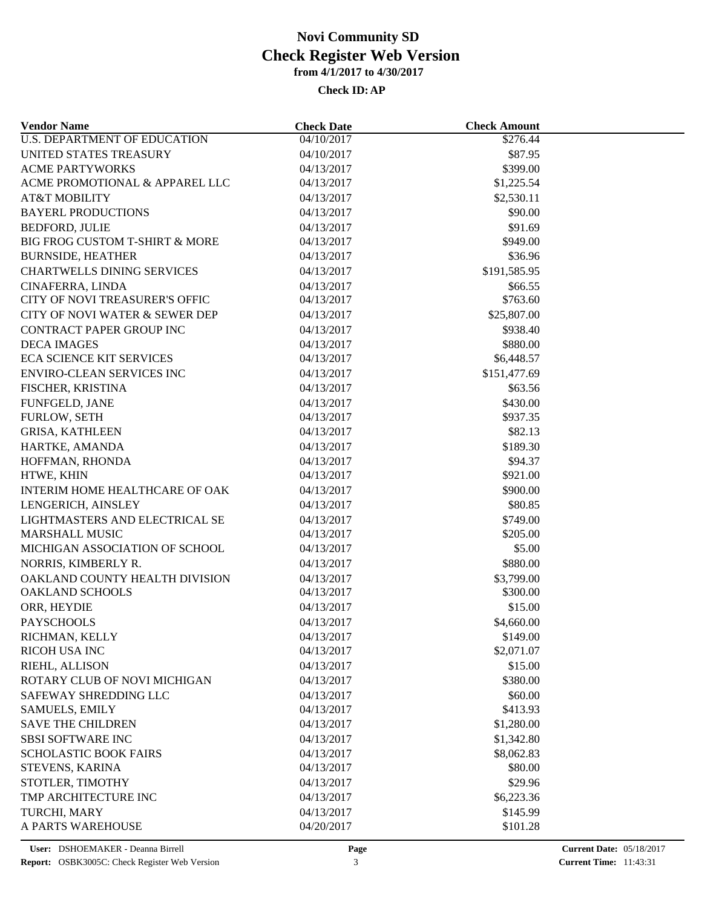# Novi Community SD
# Check Register Web Version
**from 4/1/2017 to 4/30/2017**

**Check ID: AP**

| Vendor Name | Check Date | Check Amount |
|---|---|---|
| U.S. DEPARTMENT OF EDUCATION | 04/10/2017 | $276.44 |
| UNITED STATES TREASURY | 04/10/2017 | $87.95 |
| ACME PARTYWORKS | 04/13/2017 | $399.00 |
| ACME PROMOTIONAL & APPAREL LLC | 04/13/2017 | $1,225.54 |
| AT&T MOBILITY | 04/13/2017 | $2,530.11 |
| BAYERL PRODUCTIONS | 04/13/2017 | $90.00 |
| BEDFORD, JULIE | 04/13/2017 | $91.69 |
| BIG FROG CUSTOM T-SHIRT & MORE | 04/13/2017 | $949.00 |
| BURNSIDE, HEATHER | 04/13/2017 | $36.96 |
| CHARTWELLS DINING SERVICES | 04/13/2017 | $191,585.95 |
| CINAFERRA, LINDA | 04/13/2017 | $66.55 |
| CITY OF NOVI TREASURER'S OFFIC | 04/13/2017 | $763.60 |
| CITY OF NOVI WATER & SEWER DEP | 04/13/2017 | $25,807.00 |
| CONTRACT PAPER GROUP INC | 04/13/2017 | $938.40 |
| DECA IMAGES | 04/13/2017 | $880.00 |
| ECA SCIENCE KIT SERVICES | 04/13/2017 | $6,448.57 |
| ENVIRO-CLEAN SERVICES INC | 04/13/2017 | $151,477.69 |
| FISCHER, KRISTINA | 04/13/2017 | $63.56 |
| FUNFGELD, JANE | 04/13/2017 | $430.00 |
| FURLOW, SETH | 04/13/2017 | $937.35 |
| GRISA, KATHLEEN | 04/13/2017 | $82.13 |
| HARTKE, AMANDA | 04/13/2017 | $189.30 |
| HOFFMAN, RHONDA | 04/13/2017 | $94.37 |
| HTWE, KHIN | 04/13/2017 | $921.00 |
| INTERIM HOME HEALTHCARE OF OAK | 04/13/2017 | $900.00 |
| LENGERICH, AINSLEY | 04/13/2017 | $80.85 |
| LIGHTMASTERS AND ELECTRICAL SE | 04/13/2017 | $749.00 |
| MARSHALL MUSIC | 04/13/2017 | $205.00 |
| MICHIGAN ASSOCIATION OF SCHOOL | 04/13/2017 | $5.00 |
| NORRIS, KIMBERLY R. | 04/13/2017 | $880.00 |
| OAKLAND COUNTY HEALTH DIVISION | 04/13/2017 | $3,799.00 |
| OAKLAND SCHOOLS | 04/13/2017 | $300.00 |
| ORR, HEYDIE | 04/13/2017 | $15.00 |
| PAYSCHOOLS | 04/13/2017 | $4,660.00 |
| RICHMAN, KELLY | 04/13/2017 | $149.00 |
| RICOH USA INC | 04/13/2017 | $2,071.07 |
| RIEHL, ALLISON | 04/13/2017 | $15.00 |
| ROTARY CLUB OF NOVI MICHIGAN | 04/13/2017 | $380.00 |
| SAFEWAY SHREDDING LLC | 04/13/2017 | $60.00 |
| SAMUELS, EMILY | 04/13/2017 | $413.93 |
| SAVE THE CHILDREN | 04/13/2017 | $1,280.00 |
| SBSI SOFTWARE INC | 04/13/2017 | $1,342.80 |
| SCHOLASTIC BOOK FAIRS | 04/13/2017 | $8,062.83 |
| STEVENS, KARINA | 04/13/2017 | $80.00 |
| STOTLER, TIMOTHY | 04/13/2017 | $29.96 |
| TMP ARCHITECTURE INC | 04/13/2017 | $6,223.36 |
| TURCHI, MARY | 04/13/2017 | $145.99 |
| A PARTS WAREHOUSE | 04/20/2017 | $101.28 |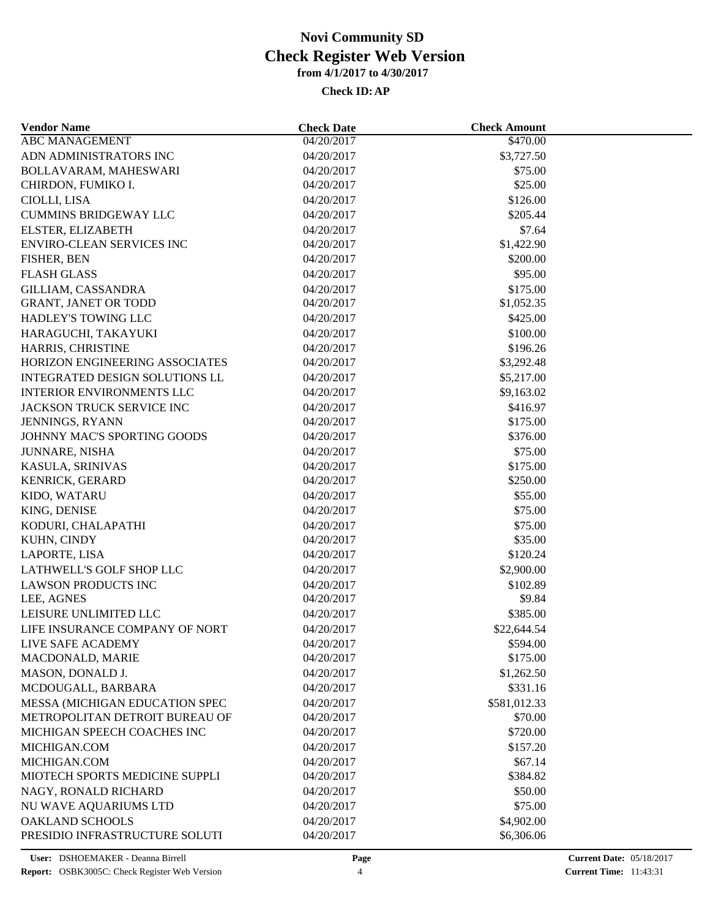# Novi Community SD
## Check Register Web Version
### from 4/1/2017 to 4/30/2017

**Check ID: AP**

| Vendor Name | Check Date | Check Amount |
|---|---|---|
| ABC MANAGEMENT | 04/20/2017 | \$470.00 |
| ADN ADMINISTRATORS INC | 04/20/2017 | \$3,727.50 |
| BOLLAVARAM, MAHESWARI | 04/20/2017 | \$75.00 |
| CHIRDON, FUMIKO I. | 04/20/2017 | \$25.00 |
| CIOLLI, LISA | 04/20/2017 | \$126.00 |
| CUMMINS BRIDGEWAY LLC | 04/20/2017 | \$205.44 |
| ELSTER, ELIZABETH | 04/20/2017 | \$7.64 |
| ENVIRO-CLEAN SERVICES INC | 04/20/2017 | \$1,422.90 |
| FISHER, BEN | 04/20/2017 | \$200.00 |
| FLASH GLASS | 04/20/2017 | \$95.00 |
| GILLIAM, CASSANDRA | 04/20/2017 | \$175.00 |
| GRANT, JANET OR TODD | 04/20/2017 | \$1,052.35 |
| HADLEY'S TOWING LLC | 04/20/2017 | \$425.00 |
| HARAGUCHI, TAKAYUKI | 04/20/2017 | \$100.00 |
| HARRIS, CHRISTINE | 04/20/2017 | \$196.26 |
| HORIZON ENGINEERING ASSOCIATES | 04/20/2017 | \$3,292.48 |
| INTEGRATED DESIGN SOLUTIONS LL | 04/20/2017 | \$5,217.00 |
| INTERIOR ENVIRONMENTS LLC | 04/20/2017 | \$9,163.02 |
| JACKSON TRUCK SERVICE INC | 04/20/2017 | \$416.97 |
| JENNINGS, RYANN | 04/20/2017 | \$175.00 |
| JOHNNY MAC'S SPORTING GOODS | 04/20/2017 | \$376.00 |
| JUNNARE, NISHA | 04/20/2017 | \$75.00 |
| KASULA, SRINIVAS | 04/20/2017 | \$175.00 |
| KENRICK, GERARD | 04/20/2017 | \$250.00 |
| KIDO, WATARU | 04/20/2017 | \$55.00 |
| KING, DENISE | 04/20/2017 | \$75.00 |
| KODURI, CHALAPATHI | 04/20/2017 | \$75.00 |
| KUHN, CINDY | 04/20/2017 | \$35.00 |
| LAPORTE, LISA | 04/20/2017 | \$120.24 |
| LATHWELL'S GOLF SHOP LLC | 04/20/2017 | \$2,900.00 |
| LAWSON PRODUCTS INC | 04/20/2017 | \$102.89 |
| LEE, AGNES | 04/20/2017 | \$9.84 |
| LEISURE UNLIMITED LLC | 04/20/2017 | \$385.00 |
| LIFE INSURANCE COMPANY OF NORT | 04/20/2017 | \$22,644.54 |
| LIVE SAFE ACADEMY | 04/20/2017 | \$594.00 |
| MACDONALD, MARIE | 04/20/2017 | \$175.00 |
| MASON, DONALD J. | 04/20/2017 | \$1,262.50 |
| MCDOUGALL, BARBARA | 04/20/2017 | \$331.16 |
| MESSA (MICHIGAN EDUCATION SPEC | 04/20/2017 | \$581,012.33 |
| METROPOLITAN DETROIT BUREAU OF | 04/20/2017 | \$70.00 |
| MICHIGAN SPEECH COACHES INC | 04/20/2017 | \$720.00 |
| MICHIGAN.COM | 04/20/2017 | \$157.20 |
| MICHIGAN.COM | 04/20/2017 | \$67.14 |
| MIOTECH SPORTS MEDICINE SUPPLI | 04/20/2017 | \$384.82 |
| NAGY, RONALD RICHARD | 04/20/2017 | \$50.00 |
| NU WAVE AQUARIUMS LTD | 04/20/2017 | \$75.00 |
| OAKLAND SCHOOLS | 04/20/2017 | \$4,902.00 |
| PRESIDIO INFRASTRUCTURE SOLUTI | 04/20/2017 | \$6,306.06 |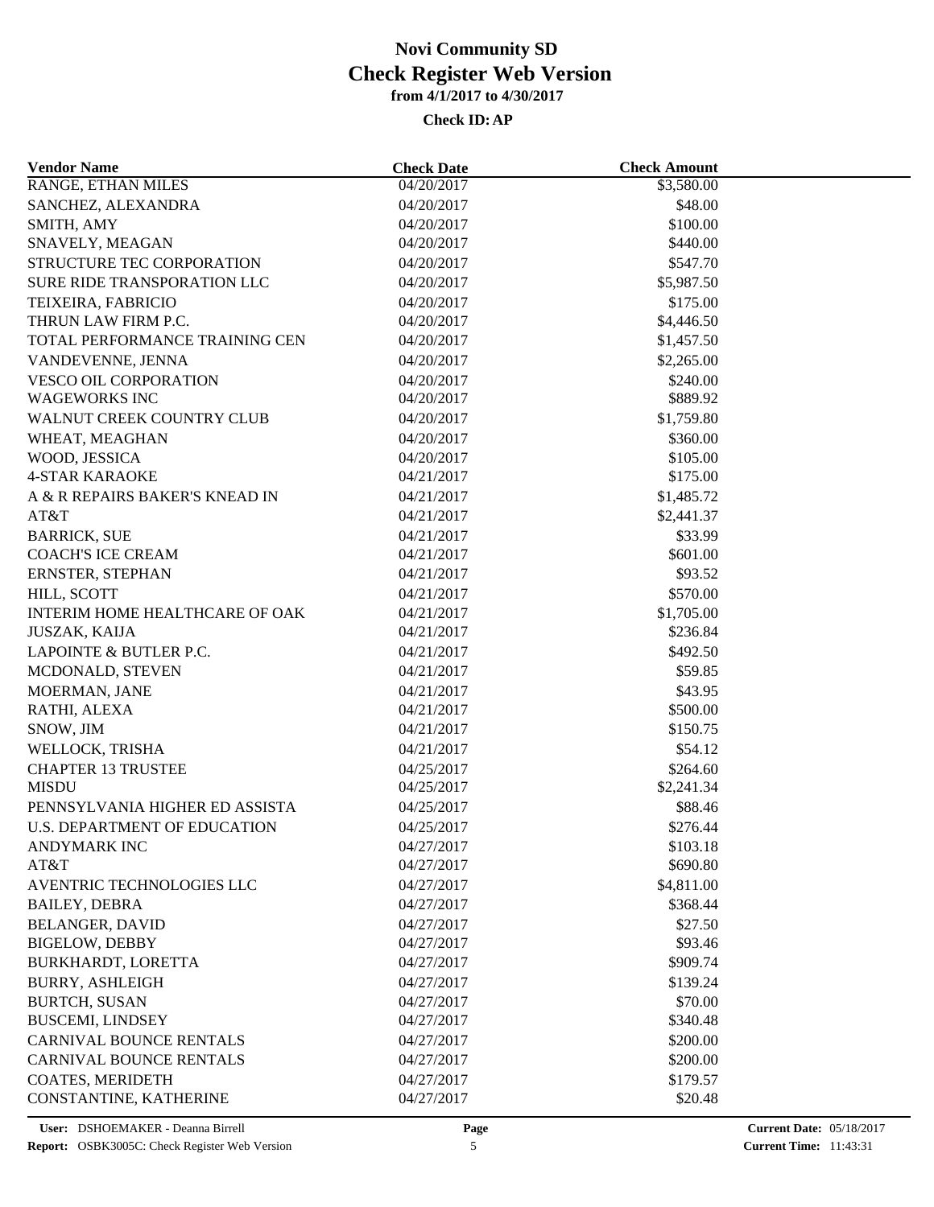# Novi Community SD
# Check Register Web Version
**from 4/1/2017 to 4/30/2017**

**Check ID: AP**

| Vendor Name | Check Date | Check Amount |
| --- | --- | --- |
| RANGE, ETHAN MILES | 04/20/2017 | $3,580.00 |
| SANCHEZ, ALEXANDRA | 04/20/2017 | $48.00 |
| SMITH, AMY | 04/20/2017 | $100.00 |
| SNAVELY, MEAGAN | 04/20/2017 | $440.00 |
| STRUCTURE TEC CORPORATION | 04/20/2017 | $547.70 |
| SURE RIDE TRANSPORATION LLC | 04/20/2017 | $5,987.50 |
| TEIXEIRA, FABRICIO | 04/20/2017 | $175.00 |
| THRUN LAW FIRM P.C. | 04/20/2017 | $4,446.50 |
| TOTAL PERFORMANCE TRAINING CEN | 04/20/2017 | $1,457.50 |
| VANDEVENNE, JENNA | 04/20/2017 | $2,265.00 |
| VESCO OIL CORPORATION | 04/20/2017 | $240.00 |
| WAGEWORKS INC | 04/20/2017 | $889.92 |
| WALNUT CREEK COUNTRY CLUB | 04/20/2017 | $1,759.80 |
| WHEAT, MEAGHAN | 04/20/2017 | $360.00 |
| WOOD, JESSICA | 04/20/2017 | $105.00 |
| 4-STAR KARAOKE | 04/21/2017 | $175.00 |
| A & R REPAIRS BAKER'S KNEAD IN | 04/21/2017 | $1,485.72 |
| AT&T | 04/21/2017 | $2,441.37 |
| BARRICK, SUE | 04/21/2017 | $33.99 |
| COACH'S ICE CREAM | 04/21/2017 | $601.00 |
| ERNSTER, STEPHAN | 04/21/2017 | $93.52 |
| HILL, SCOTT | 04/21/2017 | $570.00 |
| INTERIM HOME HEALTHCARE OF OAK | 04/21/2017 | $1,705.00 |
| JUSZAK, KAIJA | 04/21/2017 | $236.84 |
| LAPOINTE & BUTLER P.C. | 04/21/2017 | $492.50 |
| MCDONALD, STEVEN | 04/21/2017 | $59.85 |
| MOERMAN, JANE | 04/21/2017 | $43.95 |
| RATHI, ALEXA | 04/21/2017 | $500.00 |
| SNOW, JIM | 04/21/2017 | $150.75 |
| WELLOCK, TRISHA | 04/21/2017 | $54.12 |
| CHAPTER 13 TRUSTEE | 04/25/2017 | $264.60 |
| MISDU | 04/25/2017 | $2,241.34 |
| PENNSYLVANIA HIGHER ED ASSISTA | 04/25/2017 | $88.46 |
| U.S. DEPARTMENT OF EDUCATION | 04/25/2017 | $276.44 |
| ANDYMARK INC | 04/27/2017 | $103.18 |
| AT&T | 04/27/2017 | $690.80 |
| AVENTRIC TECHNOLOGIES LLC | 04/27/2017 | $4,811.00 |
| BAILEY, DEBRA | 04/27/2017 | $368.44 |
| BELANGER, DAVID | 04/27/2017 | $27.50 |
| BIGELOW, DEBBY | 04/27/2017 | $93.46 |
| BURKHARDT, LORETTA | 04/27/2017 | $909.74 |
| BURRY, ASHLEIGH | 04/27/2017 | $139.24 |
| BURTCH, SUSAN | 04/27/2017 | $70.00 |
| BUSCEMI, LINDSEY | 04/27/2017 | $340.48 |
| CARNIVAL BOUNCE RENTALS | 04/27/2017 | $200.00 |
| CARNIVAL BOUNCE RENTALS | 04/27/2017 | $200.00 |
| COATES, MERIDETH | 04/27/2017 | $179.57 |
| CONSTANTINE, KATHERINE | 04/27/2017 | $20.48 |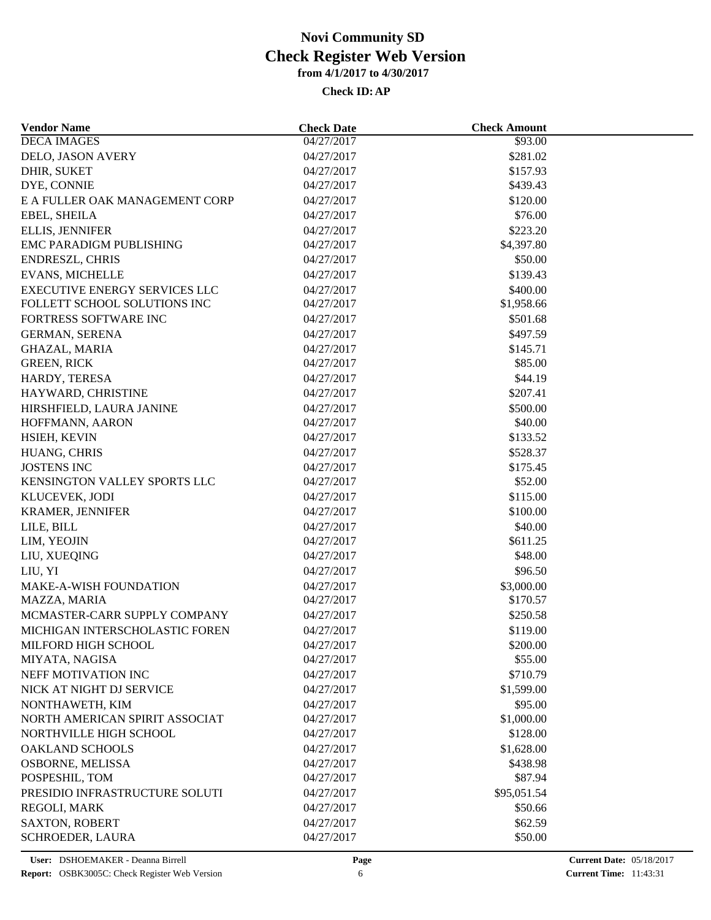# Novi Community SD
# Check Register Web Version
### from 4/1/2017 to 4/30/2017
### Check ID: AP

| Vendor Name | Check Date | Check Amount |
|---|---|---|
| DECA IMAGES | 04/27/2017 | $93.00 |
| DELO, JASON AVERY | 04/27/2017 | $281.02 |
| DHIR, SUKET | 04/27/2017 | $157.93 |
| DYE, CONNIE | 04/27/2017 | $439.43 |
| E A FULLER OAK MANAGEMENT CORP | 04/27/2017 | $120.00 |
| EBEL, SHEILA | 04/27/2017 | $76.00 |
| ELLIS, JENNIFER | 04/27/2017 | $223.20 |
| EMC PARADIGM PUBLISHING | 04/27/2017 | $4,397.80 |
| ENDRESZL, CHRIS | 04/27/2017 | $50.00 |
| EVANS, MICHELLE | 04/27/2017 | $139.43 |
| EXECUTIVE ENERGY SERVICES LLC | 04/27/2017 | $400.00 |
| FOLLETT SCHOOL SOLUTIONS INC | 04/27/2017 | $1,958.66 |
| FORTRESS SOFTWARE INC | 04/27/2017 | $501.68 |
| GERMAN, SERENA | 04/27/2017 | $497.59 |
| GHAZAL, MARIA | 04/27/2017 | $145.71 |
| GREEN, RICK | 04/27/2017 | $85.00 |
| HARDY, TERESA | 04/27/2017 | $44.19 |
| HAYWARD, CHRISTINE | 04/27/2017 | $207.41 |
| HIRSHFIELD, LAURA JANINE | 04/27/2017 | $500.00 |
| HOFFMANN, AARON | 04/27/2017 | $40.00 |
| HSIEH, KEVIN | 04/27/2017 | $133.52 |
| HUANG, CHRIS | 04/27/2017 | $528.37 |
| JOSTENS INC | 04/27/2017 | $175.45 |
| KENSINGTON VALLEY SPORTS LLC | 04/27/2017 | $52.00 |
| KLUCEVEK, JODI | 04/27/2017 | $115.00 |
| KRAMER, JENNIFER | 04/27/2017 | $100.00 |
| LILE, BILL | 04/27/2017 | $40.00 |
| LIM, YEOJIN | 04/27/2017 | $611.25 |
| LIU, XUEQING | 04/27/2017 | $48.00 |
| LIU, YI | 04/27/2017 | $96.50 |
| MAKE-A-WISH FOUNDATION | 04/27/2017 | $3,000.00 |
| MAZZA, MARIA | 04/27/2017 | $170.57 |
| MCMASTER-CARR SUPPLY COMPANY | 04/27/2017 | $250.58 |
| MICHIGAN INTERSCHOLASTIC FOREN | 04/27/2017 | $119.00 |
| MILFORD HIGH SCHOOL | 04/27/2017 | $200.00 |
| MIYATA, NAGISA | 04/27/2017 | $55.00 |
| NEFF MOTIVATION INC | 04/27/2017 | $710.79 |
| NICK AT NIGHT DJ SERVICE | 04/27/2017 | $1,599.00 |
| NONTHAWETH, KIM | 04/27/2017 | $95.00 |
| NORTH AMERICAN SPIRIT ASSOCIAT | 04/27/2017 | $1,000.00 |
| NORTHVILLE HIGH SCHOOL | 04/27/2017 | $128.00 |
| OAKLAND SCHOOLS | 04/27/2017 | $1,628.00 |
| OSBORNE, MELISSA | 04/27/2017 | $438.98 |
| POSPESHIL, TOM | 04/27/2017 | $87.94 |
| PRESIDIO INFRASTRUCTURE SOLUTI | 04/27/2017 | $95,051.54 |
| REGOLI, MARK | 04/27/2017 | $50.66 |
| SAXTON, ROBERT | 04/27/2017 | $62.59 |
| SCHROEDER, LAURA | 04/27/2017 | $50.00 |

User: DSHOEMAKER - Deanna Birrell
Report: OSBK3005C: Check Register Web Version
Current Date: 05/18/2017
Current Time: 11:43:31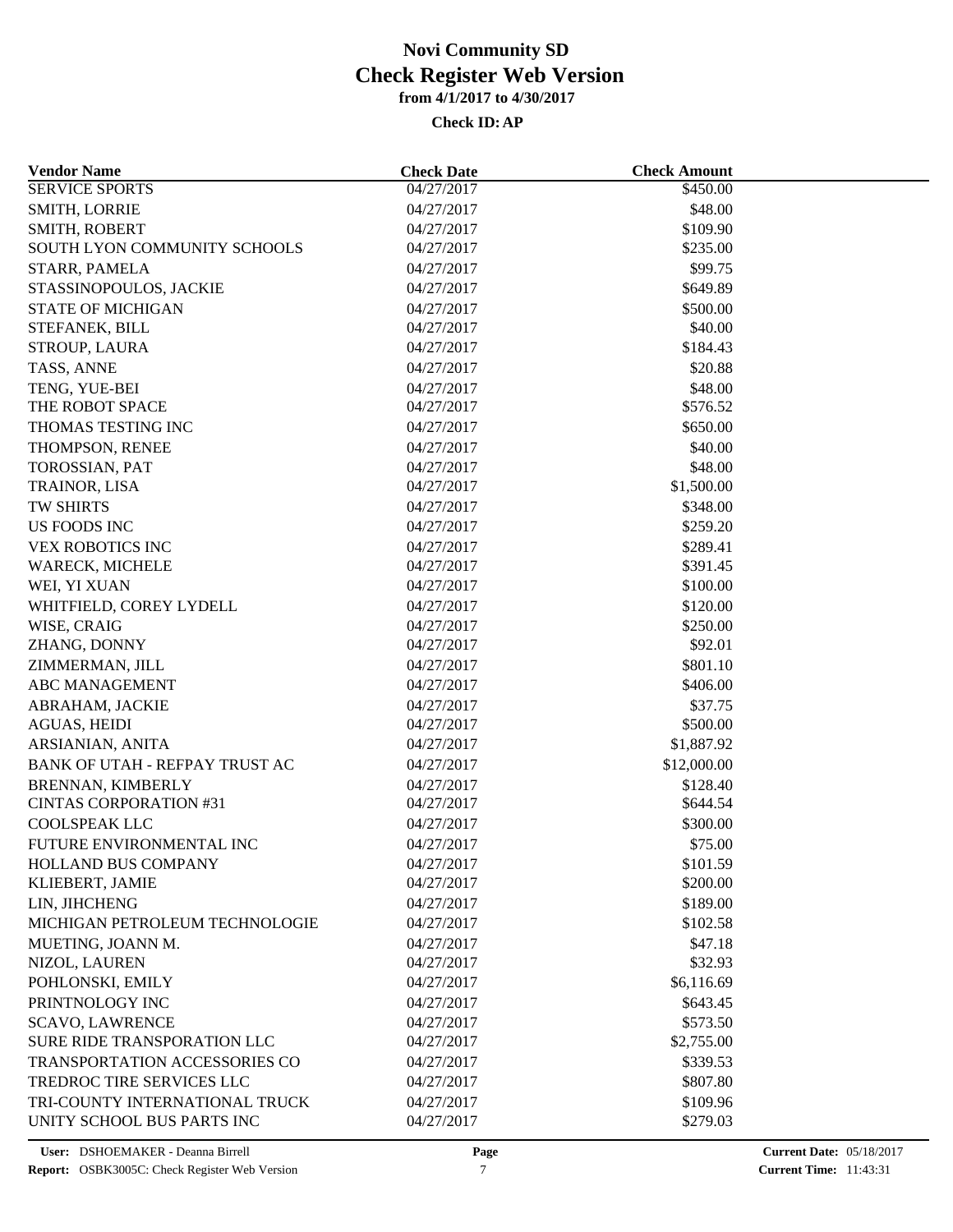# Novi Community SD

# Check Register Web Version

### from 4/1/2017 to 4/30/2017

**Check ID: AP**

| Vendor Name | Check Date | Check Amount |
|---|---|---|
| SERVICE SPORTS | 04/27/2017 | $450.00 |
| SMITH, LORRIE | 04/27/2017 | $48.00 |
| SMITH, ROBERT | 04/27/2017 | $109.90 |
| SOUTH LYON COMMUNITY SCHOOLS | 04/27/2017 | $235.00 |
| STARR, PAMELA | 04/27/2017 | $99.75 |
| STASSINOPOULOS, JACKIE | 04/27/2017 | $649.89 |
| STATE OF MICHIGAN | 04/27/2017 | $500.00 |
| STEFANEK, BILL | 04/27/2017 | $40.00 |
| STROUP, LAURA | 04/27/2017 | $184.43 |
| TASS, ANNE | 04/27/2017 | $20.88 |
| TENG, YUE-BEI | 04/27/2017 | $48.00 |
| THE ROBOT SPACE | 04/27/2017 | $576.52 |
| THOMAS TESTING INC | 04/27/2017 | $650.00 |
| THOMPSON, RENEE | 04/27/2017 | $40.00 |
| TOROSSIAN, PAT | 04/27/2017 | $48.00 |
| TRAINOR, LISA | 04/27/2017 | $1,500.00 |
| TW SHIRTS | 04/27/2017 | $348.00 |
| US FOODS INC | 04/27/2017 | $259.20 |
| VEX ROBOTICS INC | 04/27/2017 | $289.41 |
| WARECK, MICHELE | 04/27/2017 | $391.45 |
| WEI, YI XUAN | 04/27/2017 | $100.00 |
| WHITFIELD, COREY LYDELL | 04/27/2017 | $120.00 |
| WISE, CRAIG | 04/27/2017 | $250.00 |
| ZHANG, DONNY | 04/27/2017 | $92.01 |
| ZIMMERMAN, JILL | 04/27/2017 | $801.10 |
| ABC MANAGEMENT | 04/27/2017 | $406.00 |
| ABRAHAM, JACKIE | 04/27/2017 | $37.75 |
| AGUAS, HEIDI | 04/27/2017 | $500.00 |
| ARSIANIAN, ANITA | 04/27/2017 | $1,887.92 |
| BANK OF UTAH - REFPAY TRUST AC | 04/27/2017 | $12,000.00 |
| BRENNAN, KIMBERLY | 04/27/2017 | $128.40 |
| CINTAS CORPORATION #31 | 04/27/2017 | $644.54 |
| COOLSPEAK LLC | 04/27/2017 | $300.00 |
| FUTURE ENVIRONMENTAL INC | 04/27/2017 | $75.00 |
| HOLLAND BUS COMPANY | 04/27/2017 | $101.59 |
| KLIEBERT, JAMIE | 04/27/2017 | $200.00 |
| LIN, JIHCHENG | 04/27/2017 | $189.00 |
| MICHIGAN PETROLEUM TECHNOLOGIE | 04/27/2017 | $102.58 |
| MUETING, JOANN M. | 04/27/2017 | $47.18 |
| NIZOL, LAUREN | 04/27/2017 | $32.93 |
| POHLONSKI, EMILY | 04/27/2017 | $6,116.69 |
| PRINTNOLOGY INC | 04/27/2017 | $643.45 |
| SCAVO, LAWRENCE | 04/27/2017 | $573.50 |
| SURE RIDE TRANSPORATION LLC | 04/27/2017 | $2,755.00 |
| TRANSPORTATION ACCESSORIES CO | 04/27/2017 | $339.53 |
| TREDROC TIRE SERVICES LLC | 04/27/2017 | $807.80 |
| TRI-COUNTY INTERNATIONAL TRUCK | 04/27/2017 | $109.96 |
| UNITY SCHOOL BUS PARTS INC | 04/27/2017 | $279.03 |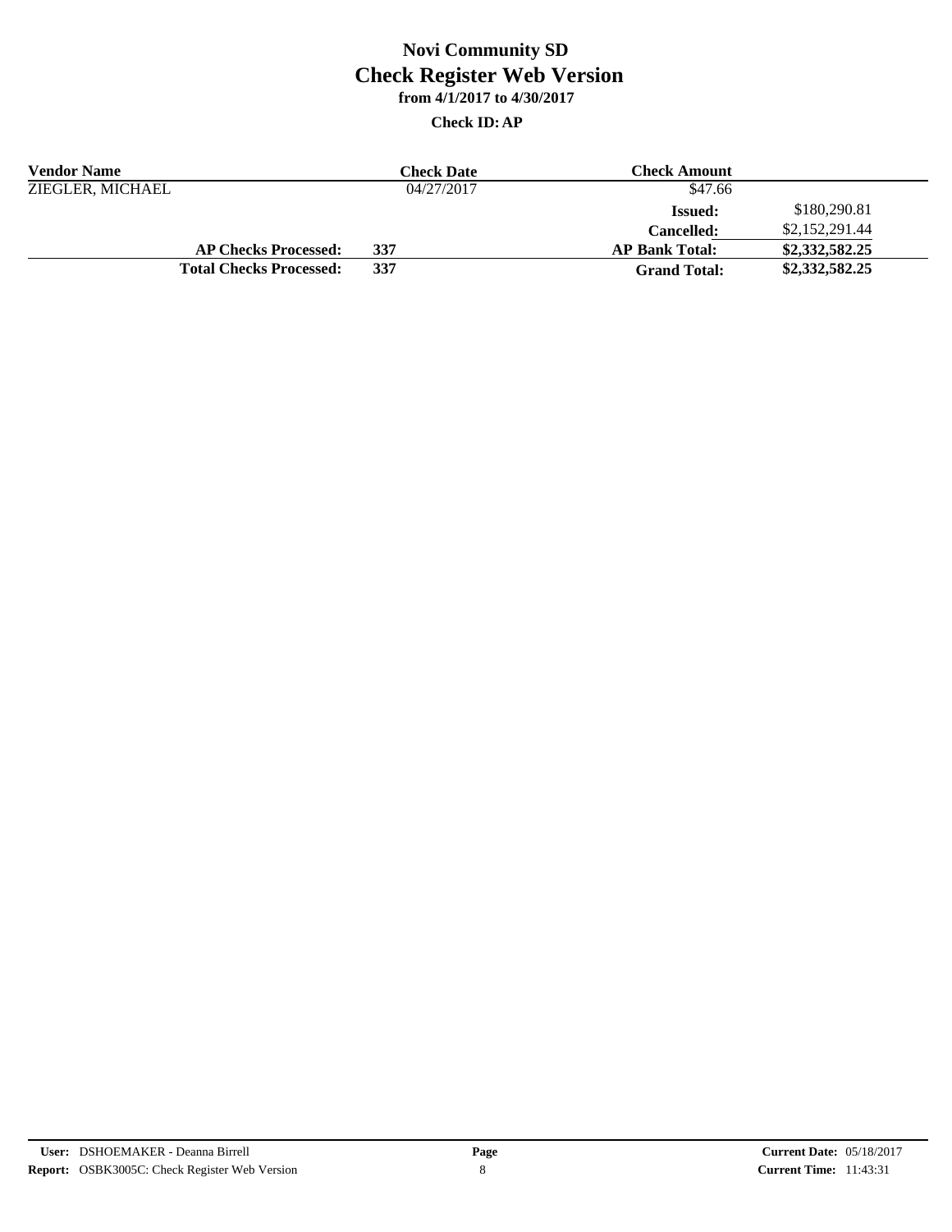# Novi Community SD

## Check Register Web Version

### from 4/1/2017 to 4/30/2017

**Check ID: AP**

| Vendor Name | Check Date | Check Amount | |
|---|---|---|---|
| ZIEGLER, MICHAEL | 04/27/2017 | $47.66 | |
| | | **Issued:** | $180,290.81 |
| | | **Cancelled:** | $2,152,291.44 |
| **AP Checks Processed:** | **337** | **AP Bank Total:** | **$2,332,582.25** |
| **Total Checks Processed:** | **337** | **Grand Total:** | **$2,332,582.25** |

**User:** DSHOEMAKER - Deanna Birrell
**Report:** OSBK3005C: Check Register Web Version
**Current Date:** 05/18/2017
**Current Time:** 11:43:31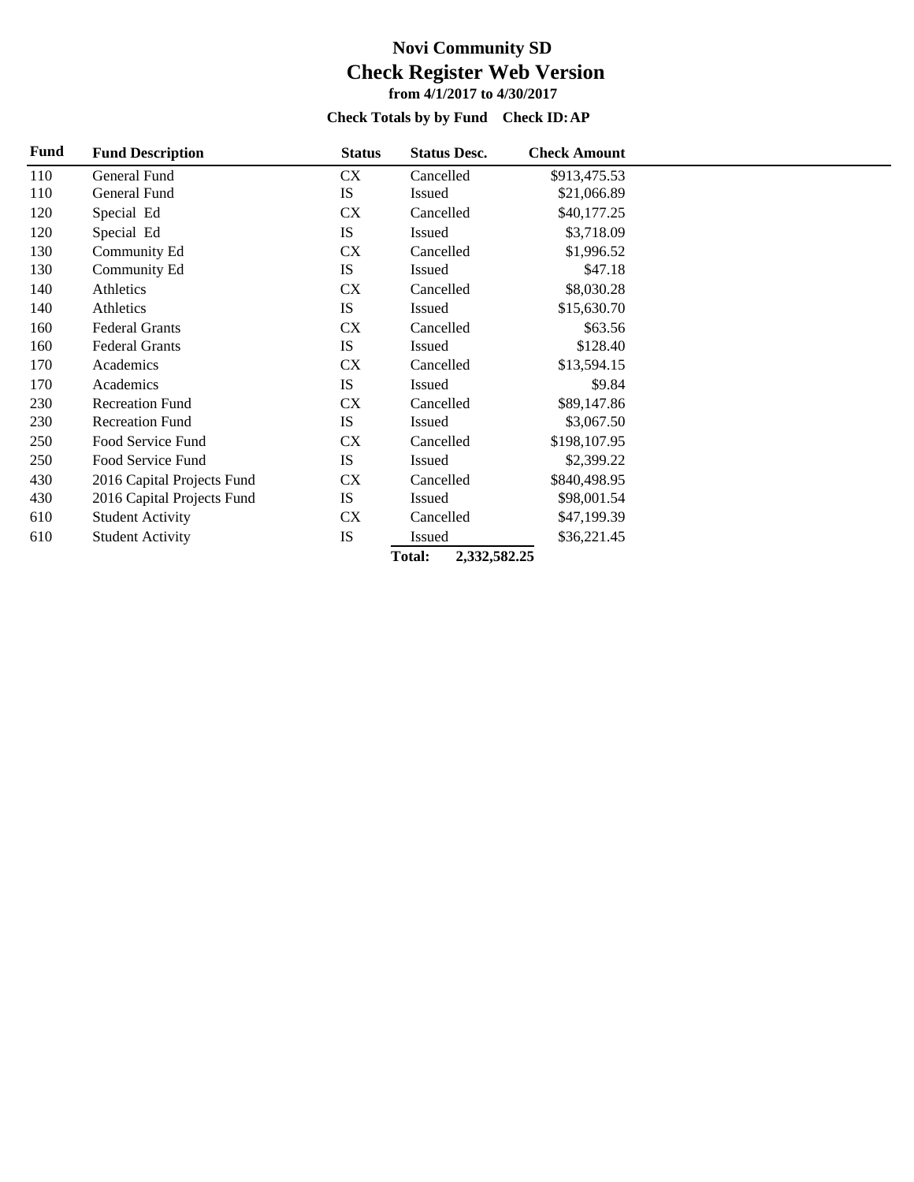# Novi Community SD

## Check Register Web Version

**from 4/1/2017 to 4/30/2017**

**Check Totals by by Fund    Check ID: AP**

| Fund | Fund Description | Status | Status Desc. | Check Amount |
|---|---|---|---|---|
| 110 | General Fund | CX | Cancelled | $913,475.53 |
| 110 | General Fund | IS | Issued | $21,066.89 |
| 120 | Special Ed | CX | Cancelled | $40,177.25 |
| 120 | Special Ed | IS | Issued | $3,718.09 |
| 130 | Community Ed | CX | Cancelled | $1,996.52 |
| 130 | Community Ed | IS | Issued | $47.18 |
| 140 | Athletics | CX | Cancelled | $8,030.28 |
| 140 | Athletics | IS | Issued | $15,630.70 |
| 160 | Federal Grants | CX | Cancelled | $63.56 |
| 160 | Federal Grants | IS | Issued | $128.40 |
| 170 | Academics | CX | Cancelled | $13,594.15 |
| 170 | Academics | IS | Issued | $9.84 |
| 230 | Recreation Fund | CX | Cancelled | $89,147.86 |
| 230 | Recreation Fund | IS | Issued | $3,067.50 |
| 250 | Food Service Fund | CX | Cancelled | $198,107.95 |
| 250 | Food Service Fund | IS | Issued | $2,399.22 |
| 430 | 2016 Capital Projects Fund | CX | Cancelled | $840,498.95 |
| 430 | 2016 Capital Projects Fund | IS | Issued | $98,001.54 |
| 610 | Student Activity | CX | Cancelled | $47,199.39 |
| 610 | Student Activity | IS | Issued | $36,221.45 |
| | | | **Total:** | **2,332,582.25** |